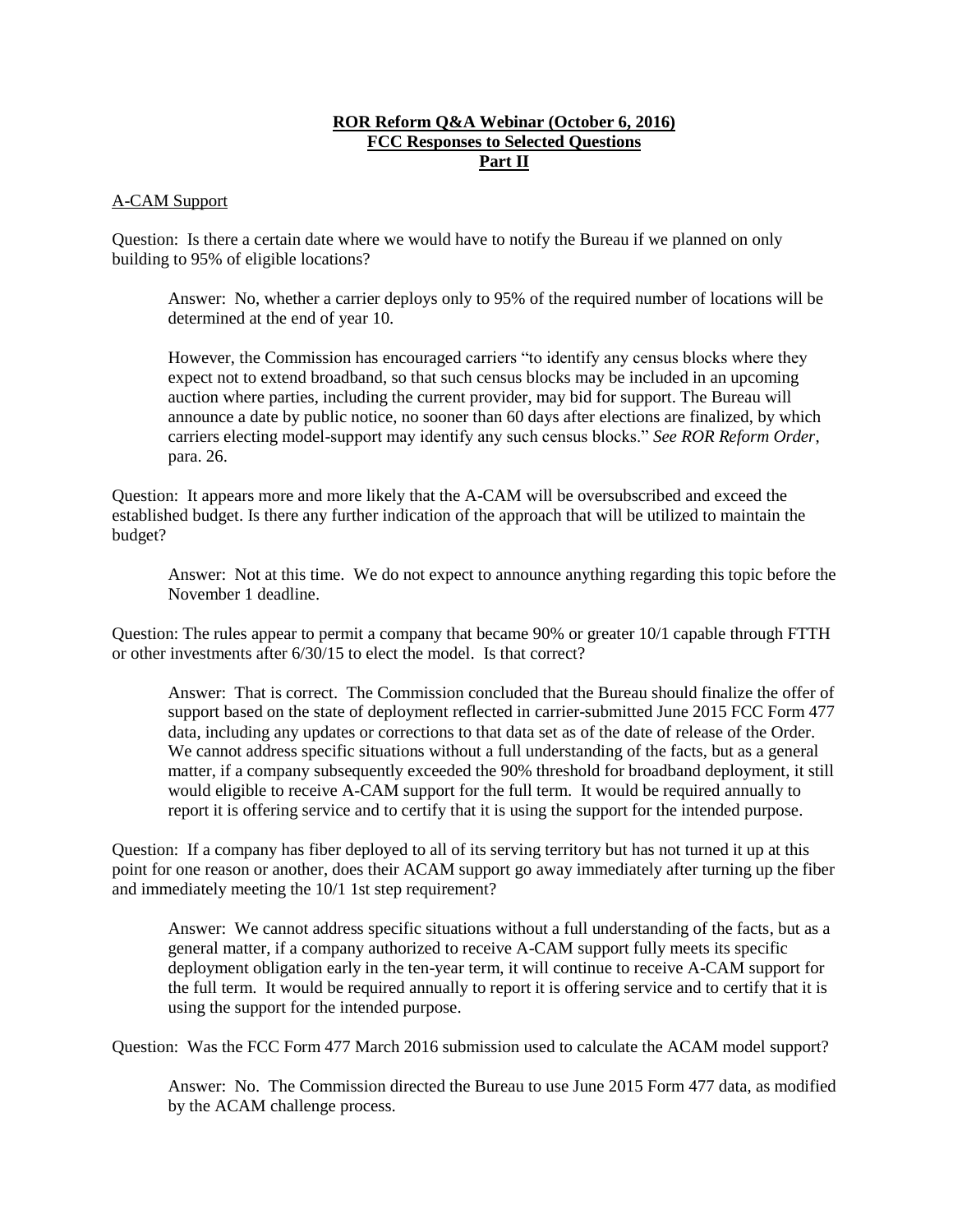**ROR Reform Q&A Webinar (October 6, 2016)**
**FCC Responses to Selected Questions**
**Part II**

A-CAM Support

Question: Is there a certain date where we would have to notify the Bureau if we planned on only building to 95% of eligible locations?

> Answer: No, whether a carrier deploys only to 95% of the required number of locations will be determined at the end of year 10.
>
> However, the Commission has encouraged carriers "to identify any census blocks where they expect not to extend broadband, so that such census blocks may be included in an upcoming auction where parties, including the current provider, may bid for support. The Bureau will announce a date by public notice, no sooner than 60 days after elections are finalized, by which carriers electing model-support may identify any such census blocks." *See ROR Reform Order*, para. 26.

Question: It appears more and more likely that the A-CAM will be oversubscribed and exceed the established budget. Is there any further indication of the approach that will be utilized to maintain the budget?

> Answer: Not at this time. We do not expect to announce anything regarding this topic before the November 1 deadline.

Question: The rules appear to permit a company that became 90% or greater 10/1 capable through FTTH or other investments after 6/30/15 to elect the model. Is that correct?

> Answer: That is correct. The Commission concluded that the Bureau should finalize the offer of support based on the state of deployment reflected in carrier-submitted June 2015 FCC Form 477 data, including any updates or corrections to that data set as of the date of release of the Order. We cannot address specific situations without a full understanding of the facts, but as a general matter, if a company subsequently exceeded the 90% threshold for broadband deployment, it still would eligible to receive A-CAM support for the full term. It would be required annually to report it is offering service and to certify that it is using the support for the intended purpose.

Question: If a company has fiber deployed to all of its serving territory but has not turned it up at this point for one reason or another, does their ACAM support go away immediately after turning up the fiber and immediately meeting the 10/1 1st step requirement?

> Answer: We cannot address specific situations without a full understanding of the facts, but as a general matter, if a company authorized to receive A-CAM support fully meets its specific deployment obligation early in the ten-year term, it will continue to receive A-CAM support for the full term. It would be required annually to report it is offering service and to certify that it is using the support for the intended purpose.

Question: Was the FCC Form 477 March 2016 submission used to calculate the ACAM model support?

> Answer: No. The Commission directed the Bureau to use June 2015 Form 477 data, as modified by the ACAM challenge process.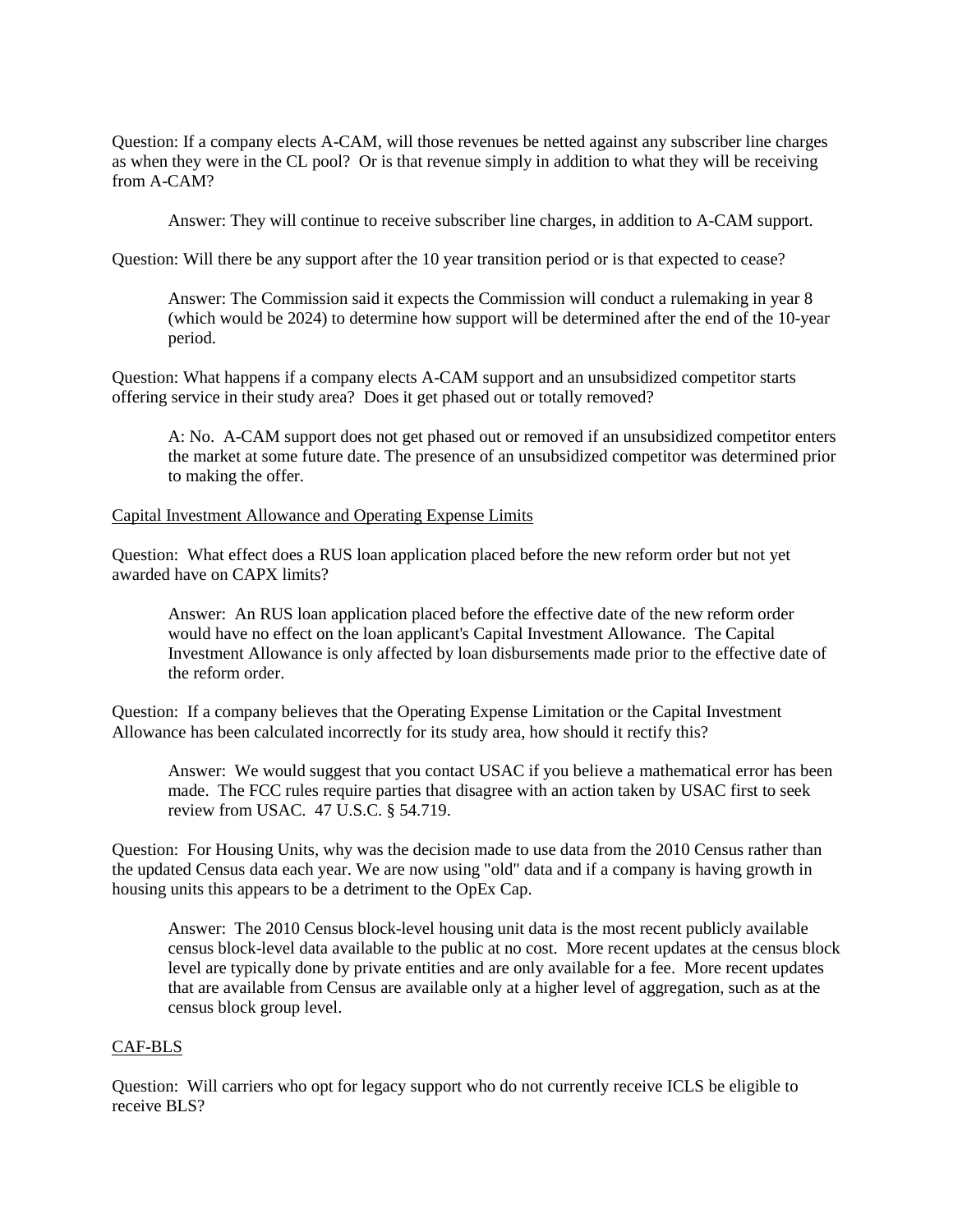Question: If a company elects A-CAM, will those revenues be netted against any subscriber line charges as when they were in the CL pool? Or is that revenue simply in addition to what they will be receiving from A-CAM?

> Answer: They will continue to receive subscriber line charges, in addition to A-CAM support.

Question: Will there be any support after the 10 year transition period or is that expected to cease?

> Answer: The Commission said it expects the Commission will conduct a rulemaking in year 8 (which would be 2024) to determine how support will be determined after the end of the 10-year period.

Question: What happens if a company elects A-CAM support and an unsubsidized competitor starts offering service in their study area? Does it get phased out or totally removed?

> A: No. A-CAM support does not get phased out or removed if an unsubsidized competitor enters the market at some future date. The presence of an unsubsidized competitor was determined prior to making the offer.

<u>Capital Investment Allowance and Operating Expense Limits</u>

Question: What effect does a RUS loan application placed before the new reform order but not yet awarded have on CAPX limits?

> Answer: An RUS loan application placed before the effective date of the new reform order would have no effect on the loan applicant's Capital Investment Allowance. The Capital Investment Allowance is only affected by loan disbursements made prior to the effective date of the reform order.

Question: If a company believes that the Operating Expense Limitation or the Capital Investment Allowance has been calculated incorrectly for its study area, how should it rectify this?

> Answer: We would suggest that you contact USAC if you believe a mathematical error has been made. The FCC rules require parties that disagree with an action taken by USAC first to seek review from USAC. 47 U.S.C. § 54.719.

Question: For Housing Units, why was the decision made to use data from the 2010 Census rather than the updated Census data each year. We are now using "old" data and if a company is having growth in housing units this appears to be a detriment to the OpEx Cap.

> Answer: The 2010 Census block-level housing unit data is the most recent publicly available census block-level data available to the public at no cost. More recent updates at the census block level are typically done by private entities and are only available for a fee. More recent updates that are available from Census are available only at a higher level of aggregation, such as at the census block group level.

<u>CAF-BLS</u>

Question: Will carriers who opt for legacy support who do not currently receive ICLS be eligible to receive BLS?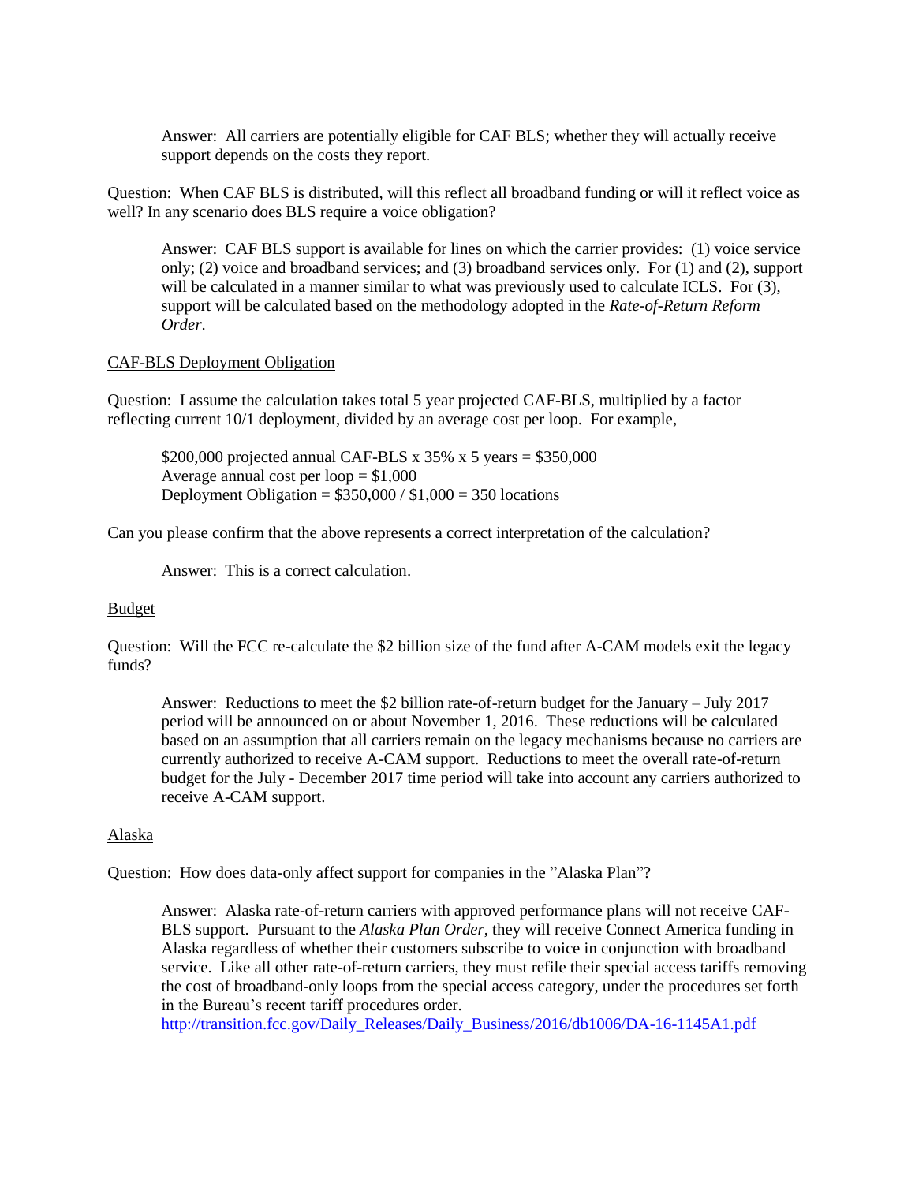Answer: All carriers are potentially eligible for CAF BLS; whether they will actually receive support depends on the costs they report.

Question: When CAF BLS is distributed, will this reflect all broadband funding or will it reflect voice as well? In any scenario does BLS require a voice obligation?

Answer: CAF BLS support is available for lines on which the carrier provides: (1) voice service only; (2) voice and broadband services; and (3) broadband services only. For (1) and (2), support will be calculated in a manner similar to what was previously used to calculate ICLS. For (3), support will be calculated based on the methodology adopted in the *Rate-of-Return Reform Order*.

<u>CAF-BLS Deployment Obligation</u>

Question: I assume the calculation takes total 5 year projected CAF-BLS, multiplied by a factor reflecting current 10/1 deployment, divided by an average cost per loop. For example,

$200,000 projected annual CAF-BLS x 35% x 5 years = $350,000
Average annual cost per loop = $1,000
Deployment Obligation = $350,000 / $1,000 = 350 locations

Can you please confirm that the above represents a correct interpretation of the calculation?

Answer: This is a correct calculation.

<u>Budget</u>

Question: Will the FCC re-calculate the $2 billion size of the fund after A-CAM models exit the legacy funds?

Answer: Reductions to meet the $2 billion rate-of-return budget for the January – July 2017 period will be announced on or about November 1, 2016. These reductions will be calculated based on an assumption that all carriers remain on the legacy mechanisms because no carriers are currently authorized to receive A-CAM support. Reductions to meet the overall rate-of-return budget for the July - December 2017 time period will take into account any carriers authorized to receive A-CAM support.

<u>Alaska</u>

Question: How does data-only affect support for companies in the "Alaska Plan"?

Answer: Alaska rate-of-return carriers with approved performance plans will not receive CAF-BLS support. Pursuant to the *Alaska Plan Order*, they will receive Connect America funding in Alaska regardless of whether their customers subscribe to voice in conjunction with broadband service. Like all other rate-of-return carriers, they must refile their special access tariffs removing the cost of broadband-only loops from the special access category, under the procedures set forth in the Bureau's recent tariff procedures order.
http://transition.fcc.gov/Daily_Releases/Daily_Business/2016/db1006/DA-16-1145A1.pdf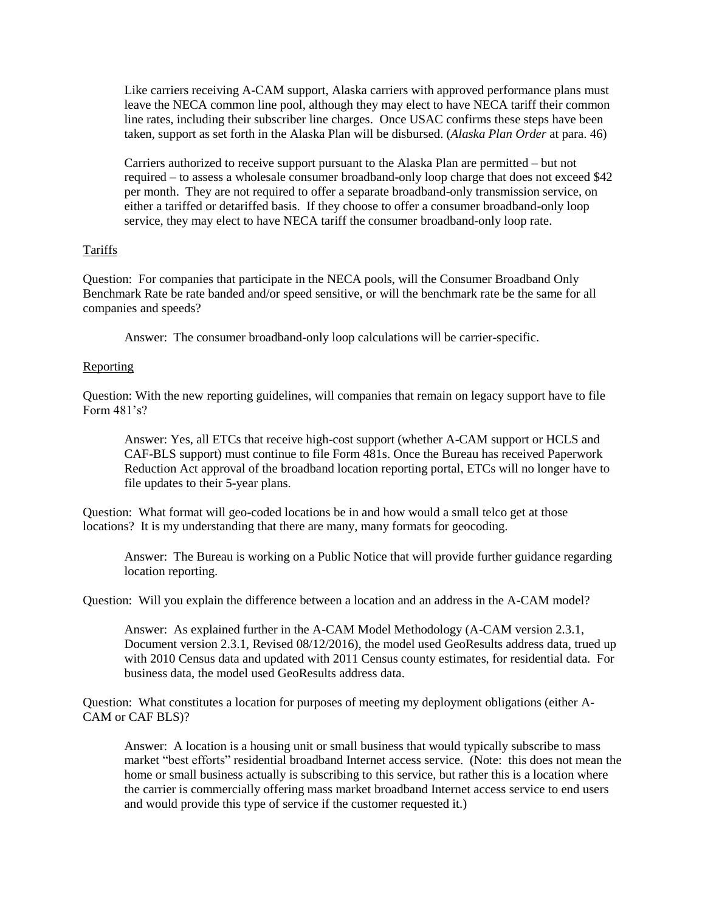Like carriers receiving A-CAM support, Alaska carriers with approved performance plans must leave the NECA common line pool, although they may elect to have NECA tariff their common line rates, including their subscriber line charges. Once USAC confirms these steps have been taken, support as set forth in the Alaska Plan will be disbursed. (*Alaska Plan Order* at para. 46)

Carriers authorized to receive support pursuant to the Alaska Plan are permitted – but not required – to assess a wholesale consumer broadband-only loop charge that does not exceed $42 per month. They are not required to offer a separate broadband-only transmission service, on either a tariffed or detariffed basis. If they choose to offer a consumer broadband-only loop service, they may elect to have NECA tariff the consumer broadband-only loop rate.

<u>Tariffs</u>

Question: For companies that participate in the NECA pools, will the Consumer Broadband Only Benchmark Rate be rate banded and/or speed sensitive, or will the benchmark rate be the same for all companies and speeds?

> Answer: The consumer broadband-only loop calculations will be carrier-specific.

<u>Reporting</u>

Question: With the new reporting guidelines, will companies that remain on legacy support have to file Form 481's?

> Answer: Yes, all ETCs that receive high-cost support (whether A-CAM support or HCLS and CAF-BLS support) must continue to file Form 481s. Once the Bureau has received Paperwork Reduction Act approval of the broadband location reporting portal, ETCs will no longer have to file updates to their 5-year plans.

Question: What format will geo-coded locations be in and how would a small telco get at those locations? It is my understanding that there are many, many formats for geocoding.

> Answer: The Bureau is working on a Public Notice that will provide further guidance regarding location reporting.

Question: Will you explain the difference between a location and an address in the A-CAM model?

> Answer: As explained further in the A-CAM Model Methodology (A-CAM version 2.3.1, Document version 2.3.1, Revised 08/12/2016), the model used GeoResults address data, trued up with 2010 Census data and updated with 2011 Census county estimates, for residential data. For business data, the model used GeoResults address data.

Question: What constitutes a location for purposes of meeting my deployment obligations (either A-CAM or CAF BLS)?

> Answer: A location is a housing unit or small business that would typically subscribe to mass market "best efforts" residential broadband Internet access service. (Note: this does not mean the home or small business actually is subscribing to this service, but rather this is a location where the carrier is commercially offering mass market broadband Internet access service to end users and would provide this type of service if the customer requested it.)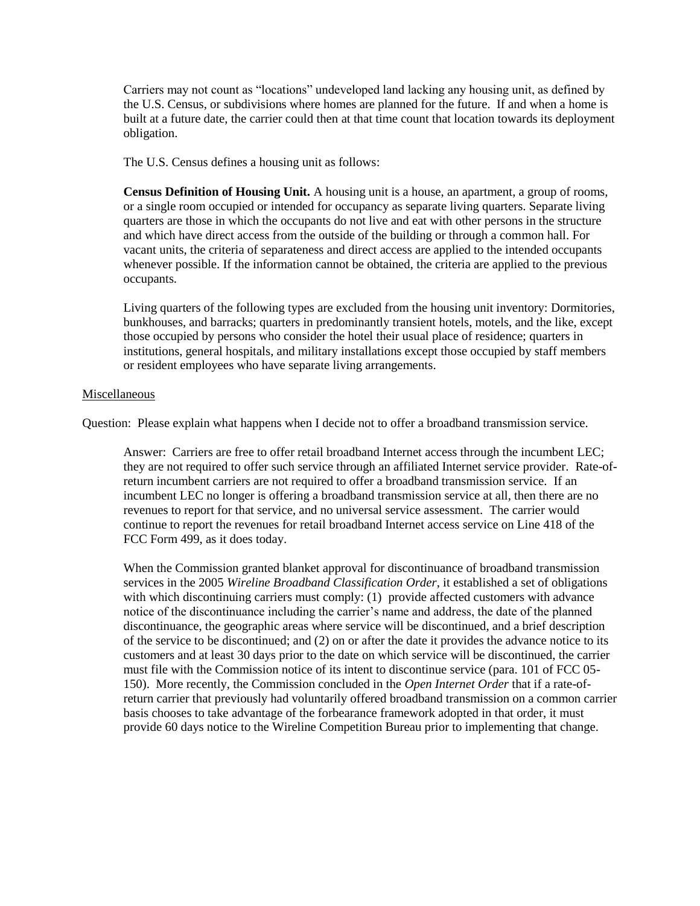Carriers may not count as "locations" undeveloped land lacking any housing unit, as defined by the U.S. Census, or subdivisions where homes are planned for the future. If and when a home is built at a future date, the carrier could then at that time count that location towards its deployment obligation.

The U.S. Census defines a housing unit as follows:

**Census Definition of Housing Unit.** A housing unit is a house, an apartment, a group of rooms, or a single room occupied or intended for occupancy as separate living quarters. Separate living quarters are those in which the occupants do not live and eat with other persons in the structure and which have direct access from the outside of the building or through a common hall. For vacant units, the criteria of separateness and direct access are applied to the intended occupants whenever possible. If the information cannot be obtained, the criteria are applied to the previous occupants.

Living quarters of the following types are excluded from the housing unit inventory: Dormitories, bunkhouses, and barracks; quarters in predominantly transient hotels, motels, and the like, except those occupied by persons who consider the hotel their usual place of residence; quarters in institutions, general hospitals, and military installations except those occupied by staff members or resident employees who have separate living arrangements.

<u>Miscellaneous</u>

Question: Please explain what happens when I decide not to offer a broadband transmission service.

Answer: Carriers are free to offer retail broadband Internet access through the incumbent LEC; they are not required to offer such service through an affiliated Internet service provider. Rate-of-return incumbent carriers are not required to offer a broadband transmission service. If an incumbent LEC no longer is offering a broadband transmission service at all, then there are no revenues to report for that service, and no universal service assessment. The carrier would continue to report the revenues for retail broadband Internet access service on Line 418 of the FCC Form 499, as it does today.

When the Commission granted blanket approval for discontinuance of broadband transmission services in the 2005 *Wireline Broadband Classification Order*, it established a set of obligations with which discontinuing carriers must comply: (1) provide affected customers with advance notice of the discontinuance including the carrier's name and address, the date of the planned discontinuance, the geographic areas where service will be discontinued, and a brief description of the service to be discontinued; and (2) on or after the date it provides the advance notice to its customers and at least 30 days prior to the date on which service will be discontinued, the carrier must file with the Commission notice of its intent to discontinue service (para. 101 of FCC 05-150). More recently, the Commission concluded in the *Open Internet Order* that if a rate-of-return carrier that previously had voluntarily offered broadband transmission on a common carrier basis chooses to take advantage of the forbearance framework adopted in that order, it must provide 60 days notice to the Wireline Competition Bureau prior to implementing that change.